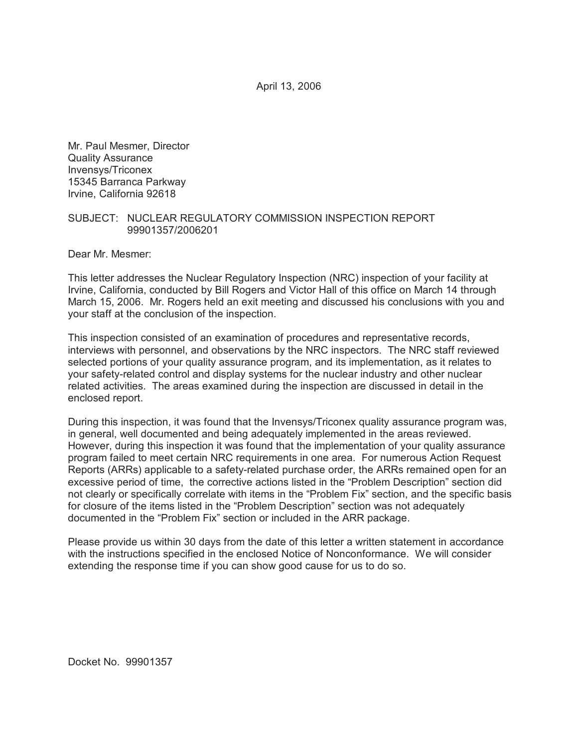April 13, 2006

Mr. Paul Mesmer, Director
Quality Assurance
Invensys/Triconex
15345 Barranca Parkway
Irvine, California 92618

SUBJECT: NUCLEAR REGULATORY COMMISSION INSPECTION REPORT 99901357/2006201

Dear Mr. Mesmer:

This letter addresses the Nuclear Regulatory Inspection (NRC) inspection of your facility at Irvine, California, conducted by Bill Rogers and Victor Hall of this office on March 14 through March 15, 2006. Mr. Rogers held an exit meeting and discussed his conclusions with you and your staff at the conclusion of the inspection.

This inspection consisted of an examination of procedures and representative records, interviews with personnel, and observations by the NRC inspectors. The NRC staff reviewed selected portions of your quality assurance program, and its implementation, as it relates to your safety-related control and display systems for the nuclear industry and other nuclear related activities. The areas examined during the inspection are discussed in detail in the enclosed report.

During this inspection, it was found that the Invensys/Triconex quality assurance program was, in general, well documented and being adequately implemented in the areas reviewed. However, during this inspection it was found that the implementation of your quality assurance program failed to meet certain NRC requirements in one area. For numerous Action Request Reports (ARRs) applicable to a safety-related purchase order, the ARRs remained open for an excessive period of time, the corrective actions listed in the "Problem Description" section did not clearly or specifically correlate with items in the "Problem Fix" section, and the specific basis for closure of the items listed in the "Problem Description" section was not adequately documented in the "Problem Fix" section or included in the ARR package.

Please provide us within 30 days from the date of this letter a written statement in accordance with the instructions specified in the enclosed Notice of Nonconformance. We will consider extending the response time if you can show good cause for us to do so.

Docket No. 99901357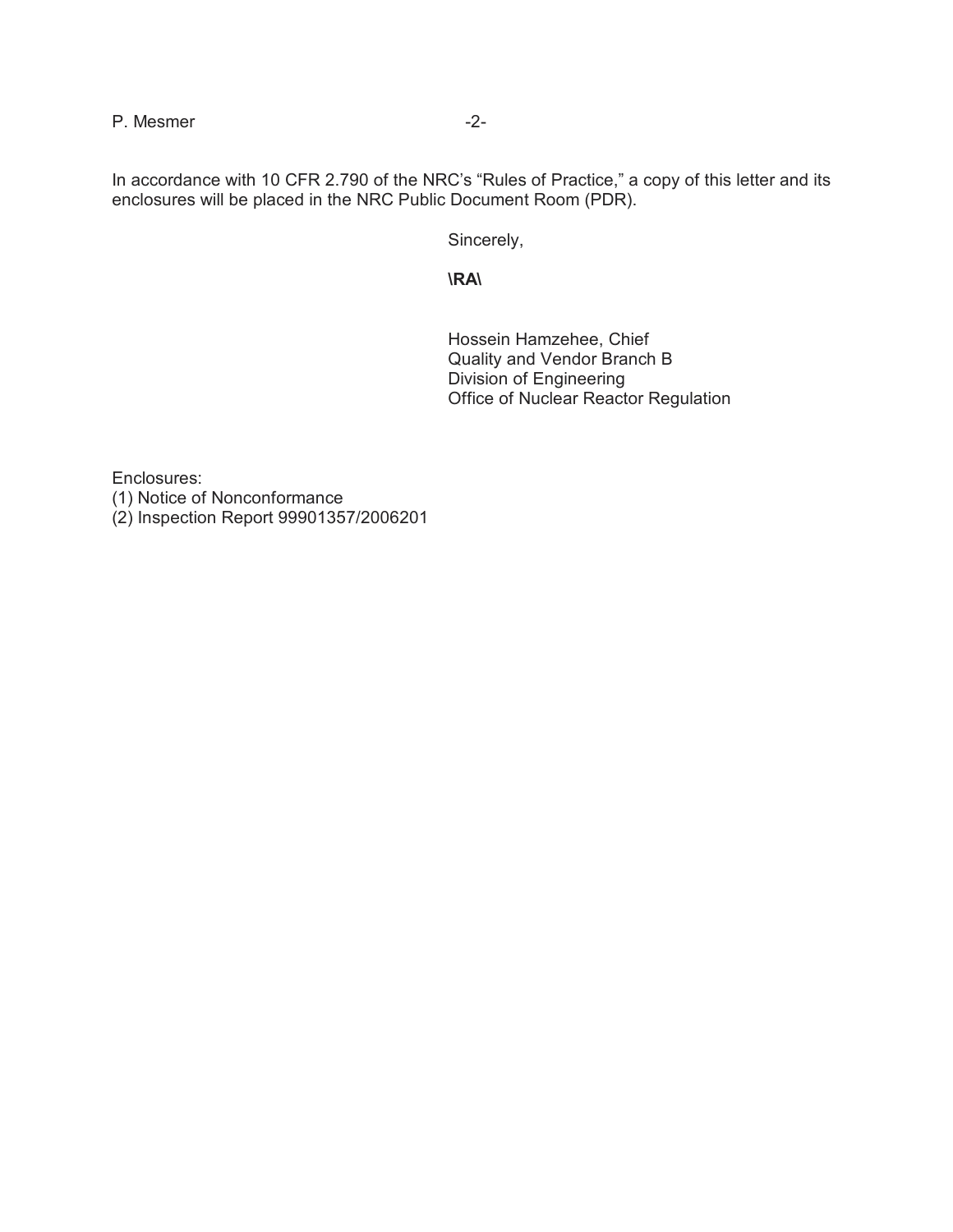In accordance with 10 CFR 2.790 of the NRC's "Rules of Practice," a copy of this letter and its enclosures will be placed in the NRC Public Document Room (PDR).

Sincerely,

**\RA\**

Hossein Hamzehee, Chief
Quality and Vendor Branch B
Division of Engineering
Office of Nuclear Reactor Regulation

Enclosures:
(1) Notice of Nonconformance
(2) Inspection Report 99901357/2006201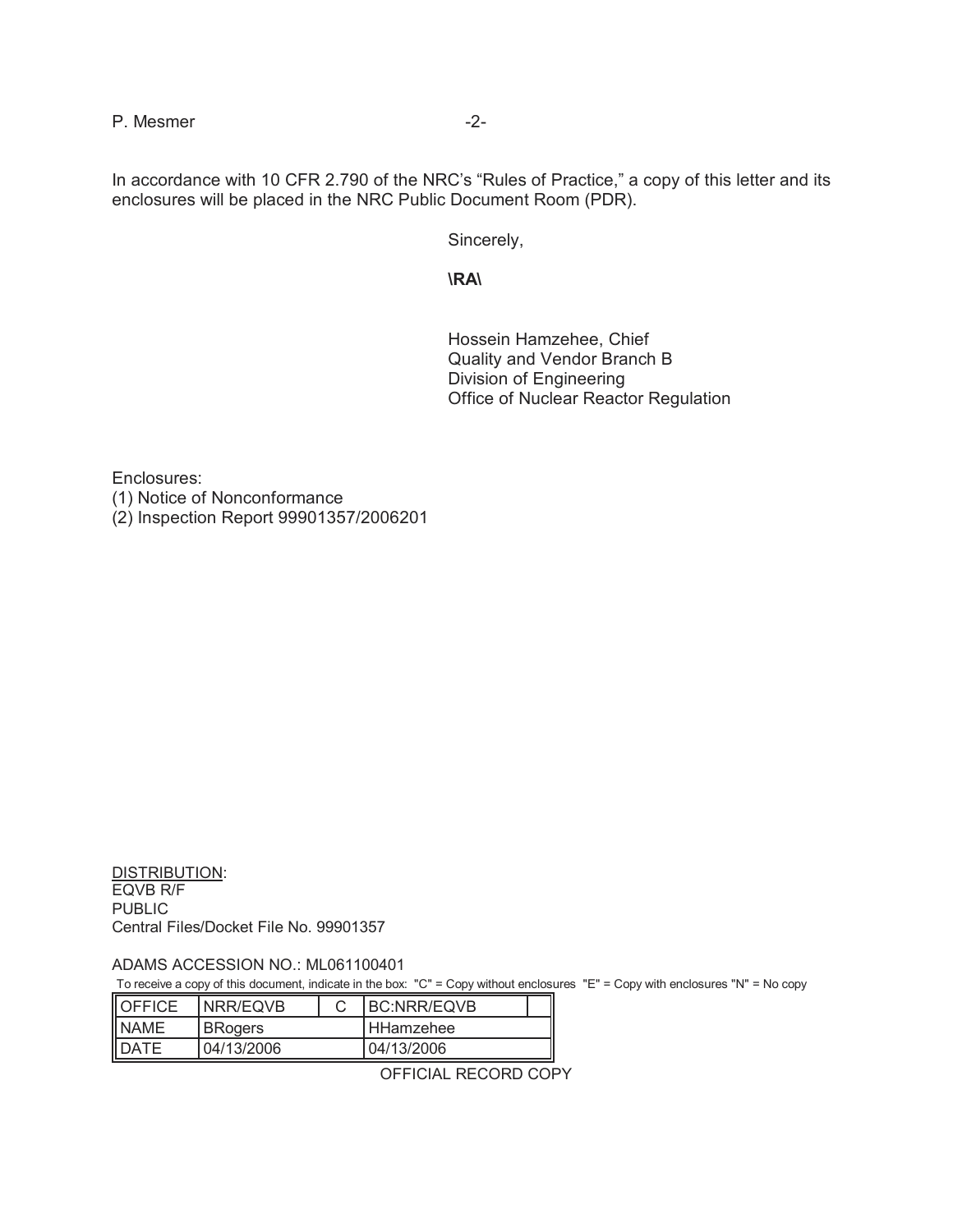In accordance with 10 CFR 2.790 of the NRC's "Rules of Practice," a copy of this letter and its enclosures will be placed in the NRC Public Document Room (PDR).

Sincerely,

**\RA\**

Hossein Hamzehee, Chief
Quality and Vendor Branch B
Division of Engineering
Office of Nuclear Reactor Regulation

Enclosures:
(1) Notice of Nonconformance
(2) Inspection Report 99901357/2006201

<u>DISTRIBUTION</u>:
EQVB R/F
PUBLIC
Central Files/Docket File No. 99901357

ADAMS ACCESSION NO.: ML061100401

To receive a copy of this document, indicate in the box: "C" = Copy without enclosures "E" = Copy with enclosures "N" = No copy

| OFFICE | NRR/EQVB | C | BC:NRR/EQVB | |
|---|---|---|---|---|
| NAME | BRogers | | HHamzehee | |
| DATE | 04/13/2006 | | 04/13/2006 | |

OFFICIAL RECORD COPY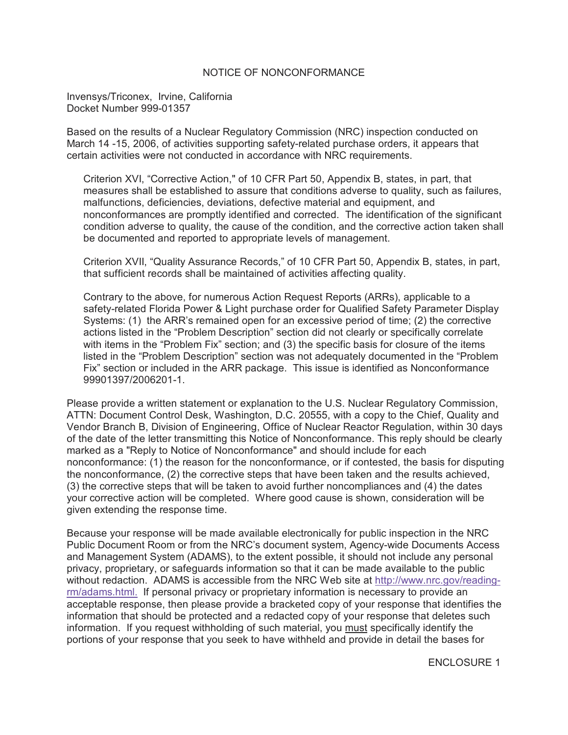# NOTICE OF NONCONFORMANCE

Invensys/Triconex, Irvine, California
Docket Number 999-01357

Based on the results of a Nuclear Regulatory Commission (NRC) inspection conducted on March 14 -15, 2006, of activities supporting safety-related purchase orders, it appears that certain activities were not conducted in accordance with NRC requirements.

> Criterion XVI, "Corrective Action," of 10 CFR Part 50, Appendix B, states, in part, that measures shall be established to assure that conditions adverse to quality, such as failures, malfunctions, deficiencies, deviations, defective material and equipment, and nonconformances are promptly identified and corrected. The identification of the significant condition adverse to quality, the cause of the condition, and the corrective action taken shall be documented and reported to appropriate levels of management.
>
> Criterion XVII, "Quality Assurance Records," of 10 CFR Part 50, Appendix B, states, in part, that sufficient records shall be maintained of activities affecting quality.
>
> Contrary to the above, for numerous Action Request Reports (ARRs), applicable to a safety-related Florida Power & Light purchase order for Qualified Safety Parameter Display Systems: (1) the ARR's remained open for an excessive period of time; (2) the corrective actions listed in the "Problem Description" section did not clearly or specifically correlate with items in the "Problem Fix" section; and (3) the specific basis for closure of the items listed in the "Problem Description" section was not adequately documented in the "Problem Fix" section or included in the ARR package. This issue is identified as Nonconformance 99901397/2006201-1.

Please provide a written statement or explanation to the U.S. Nuclear Regulatory Commission, ATTN: Document Control Desk, Washington, D.C. 20555, with a copy to the Chief, Quality and Vendor Branch B, Division of Engineering, Office of Nuclear Reactor Regulation, within 30 days of the date of the letter transmitting this Notice of Nonconformance. This reply should be clearly marked as a "Reply to Notice of Nonconformance" and should include for each nonconformance: (1) the reason for the nonconformance, or if contested, the basis for disputing the nonconformance, (2) the corrective steps that have been taken and the results achieved, (3) the corrective steps that will be taken to avoid further noncompliances and (4) the dates your corrective action will be completed. Where good cause is shown, consideration will be given extending the response time.

Because your response will be made available electronically for public inspection in the NRC Public Document Room or from the NRC's document system, Agency-wide Documents Access and Management System (ADAMS), to the extent possible, it should not include any personal privacy, proprietary, or safeguards information so that it can be made available to the public without redaction. ADAMS is accessible from the NRC Web site at http://www.nrc.gov/reading-rm/adams.html. If personal privacy or proprietary information is necessary to provide an acceptable response, then please provide a bracketed copy of your response that identifies the information that should be protected and a redacted copy of your response that deletes such information. If you request withholding of such material, you must specifically identify the portions of your response that you seek to have withheld and provide in detail the bases for

ENCLOSURE 1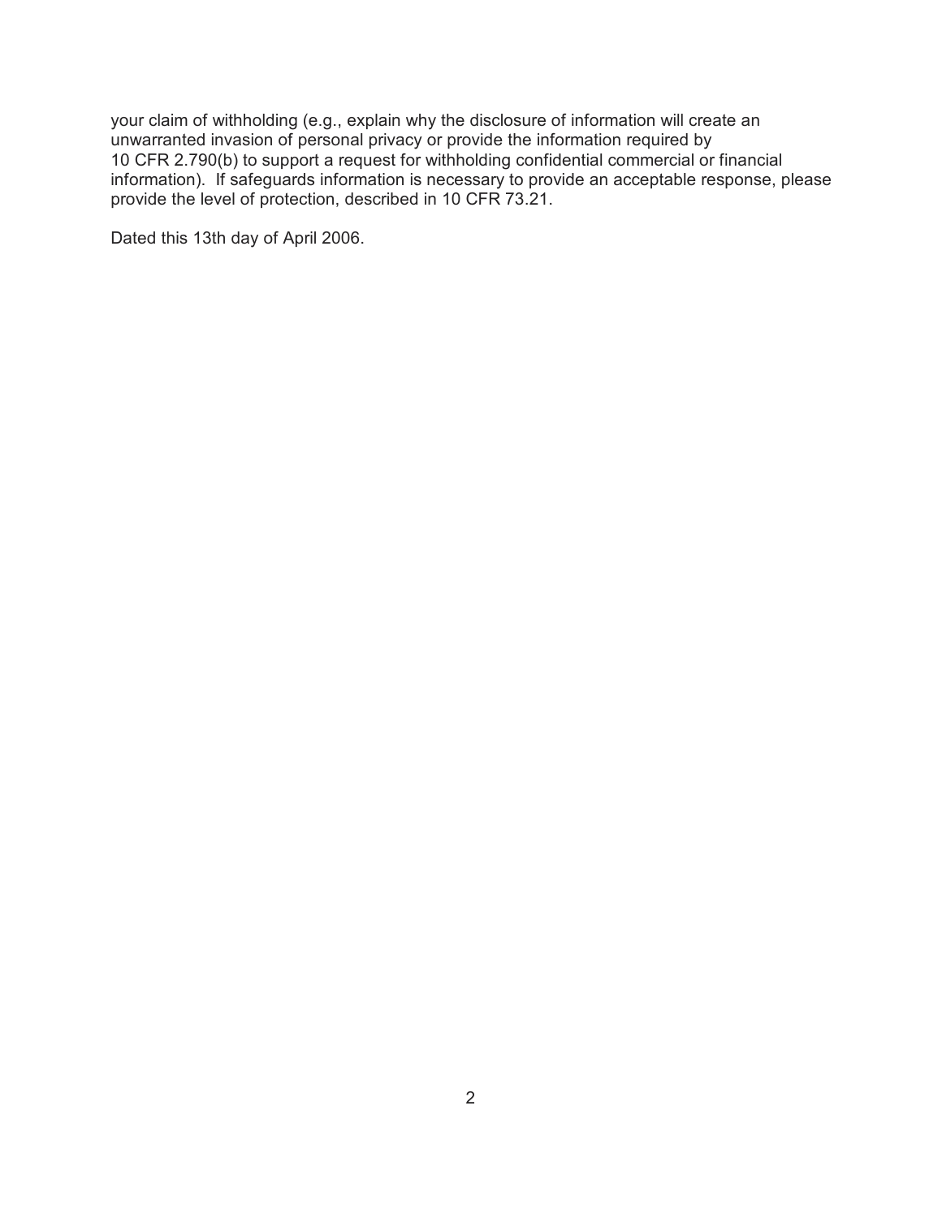your claim of withholding (e.g., explain why the disclosure of information will create an unwarranted invasion of personal privacy or provide the information required by 10 CFR 2.790(b) to support a request for withholding confidential commercial or financial information). If safeguards information is necessary to provide an acceptable response, please provide the level of protection, described in 10 CFR 73.21.

Dated this 13th day of April 2006.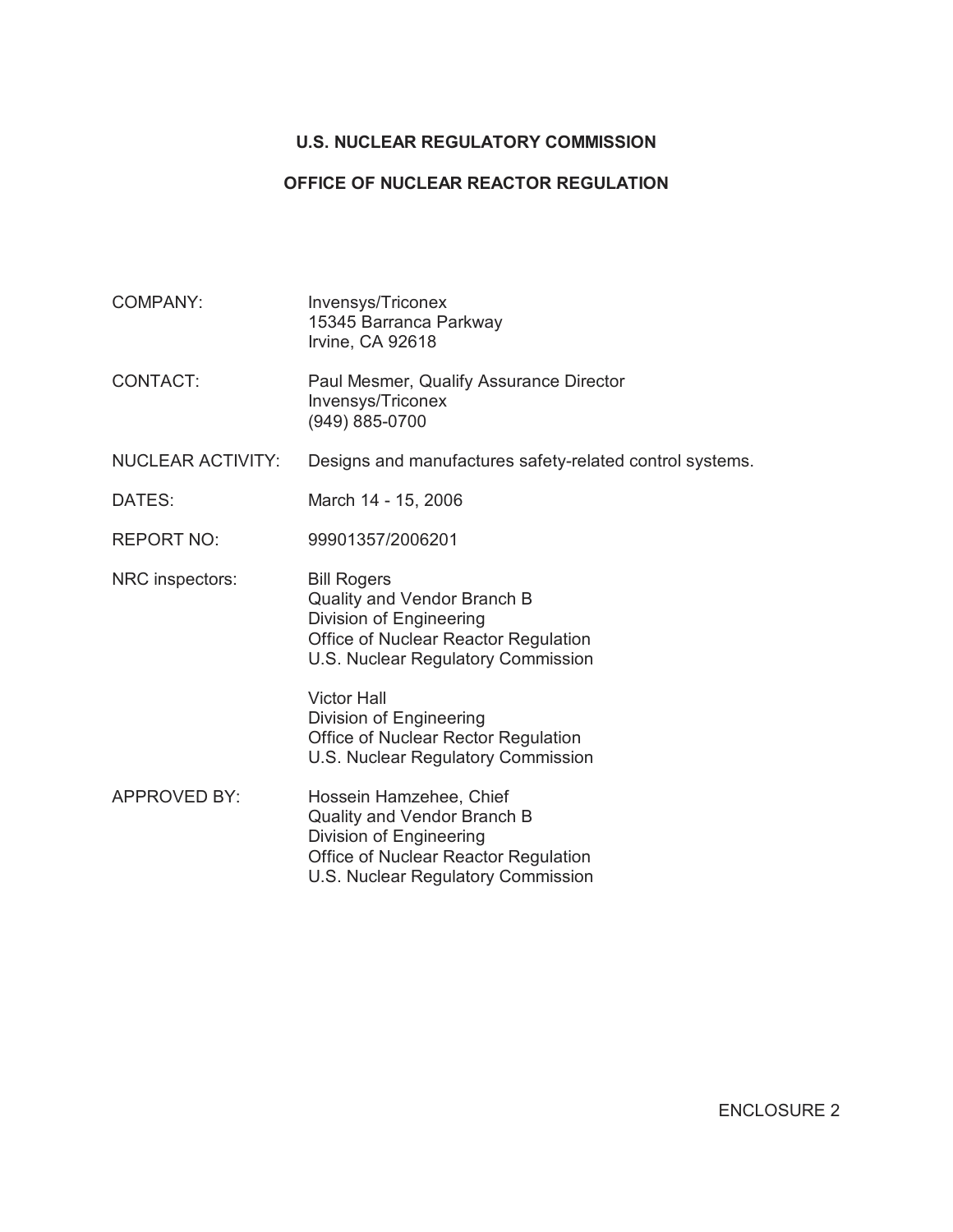**U.S. NUCLEAR REGULATORY COMMISSION**

**OFFICE OF NUCLEAR REACTOR REGULATION**

| | |
|---|---|
| COMPANY: | Invensys/Triconex<br>15345 Barranca Parkway<br>Irvine, CA 92618 |
| CONTACT: | Paul Mesmer, Qualify Assurance Director<br>Invensys/Triconex<br>(949) 885-0700 |
| NUCLEAR ACTIVITY: | Designs and manufactures safety-related control systems. |
| DATES: | March 14 - 15, 2006 |
| REPORT NO: | 99901357/2006201 |
| NRC inspectors: | Bill Rogers<br>Quality and Vendor Branch B<br>Division of Engineering<br>Office of Nuclear Reactor Regulation<br>U.S. Nuclear Regulatory Commission<br><br>Victor Hall<br>Division of Engineering<br>Office of Nuclear Rector Regulation<br>U.S. Nuclear Regulatory Commission |
| APPROVED BY: | Hossein Hamzehee, Chief<br>Quality and Vendor Branch B<br>Division of Engineering<br>Office of Nuclear Reactor Regulation<br>U.S. Nuclear Regulatory Commission |

ENCLOSURE 2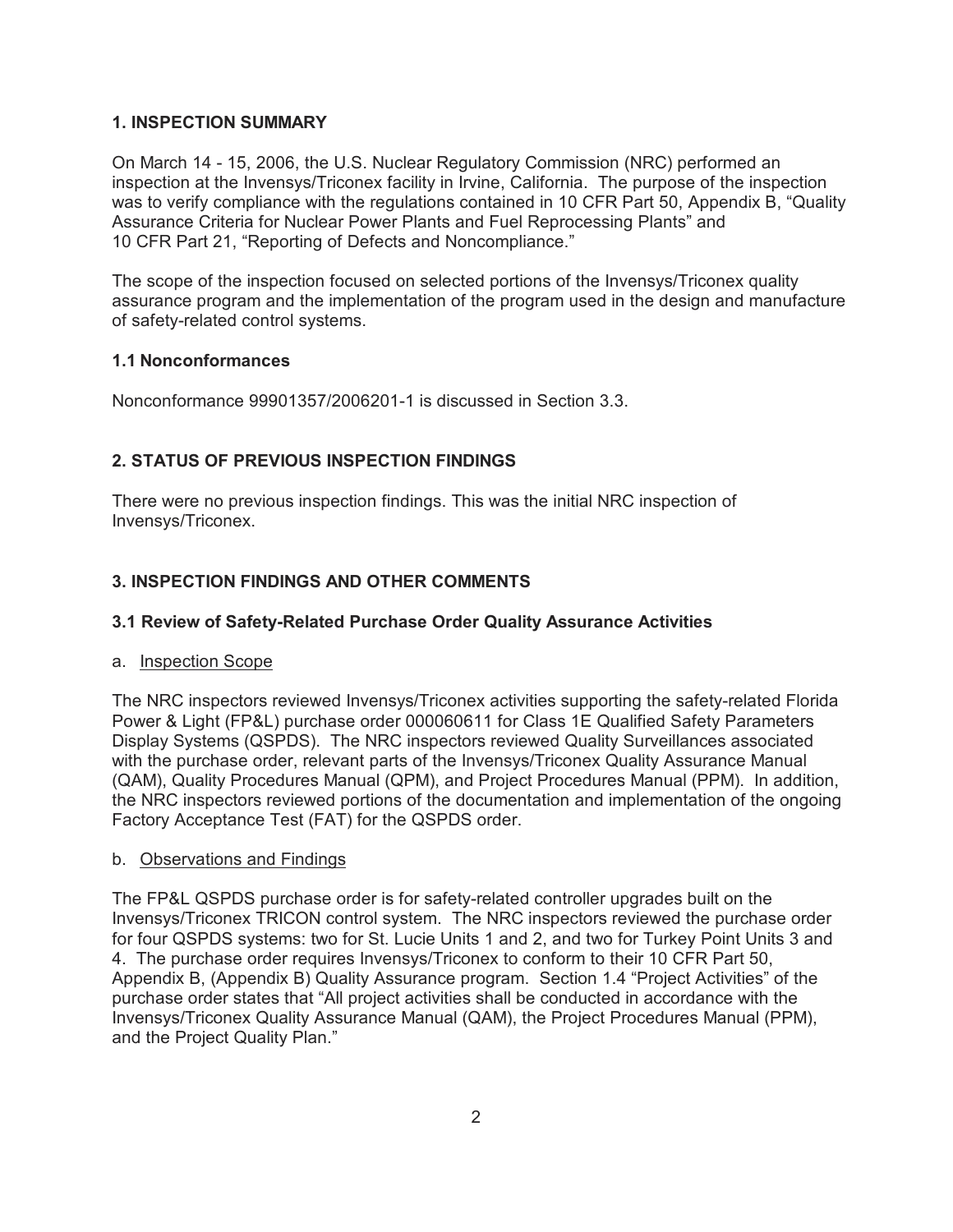## 1. INSPECTION SUMMARY

On March 14 - 15, 2006, the U.S. Nuclear Regulatory Commission (NRC) performed an inspection at the Invensys/Triconex facility in Irvine, California. The purpose of the inspection was to verify compliance with the regulations contained in 10 CFR Part 50, Appendix B, "Quality Assurance Criteria for Nuclear Power Plants and Fuel Reprocessing Plants" and 10 CFR Part 21, "Reporting of Defects and Noncompliance."

The scope of the inspection focused on selected portions of the Invensys/Triconex quality assurance program and the implementation of the program used in the design and manufacture of safety-related control systems.

### 1.1 Nonconformances

Nonconformance 99901357/2006201-1 is discussed in Section 3.3.

## 2. STATUS OF PREVIOUS INSPECTION FINDINGS

There were no previous inspection findings. This was the initial NRC inspection of Invensys/Triconex.

## 3. INSPECTION FINDINGS AND OTHER COMMENTS

### 3.1 Review of Safety-Related Purchase Order Quality Assurance Activities

a. Inspection Scope

The NRC inspectors reviewed Invensys/Triconex activities supporting the safety-related Florida Power & Light (FP&L) purchase order 000060611 for Class 1E Qualified Safety Parameters Display Systems (QSPDS). The NRC inspectors reviewed Quality Surveillances associated with the purchase order, relevant parts of the Invensys/Triconex Quality Assurance Manual (QAM), Quality Procedures Manual (QPM), and Project Procedures Manual (PPM). In addition, the NRC inspectors reviewed portions of the documentation and implementation of the ongoing Factory Acceptance Test (FAT) for the QSPDS order.

b. Observations and Findings

The FP&L QSPDS purchase order is for safety-related controller upgrades built on the Invensys/Triconex TRICON control system. The NRC inspectors reviewed the purchase order for four QSPDS systems: two for St. Lucie Units 1 and 2, and two for Turkey Point Units 3 and 4. The purchase order requires Invensys/Triconex to conform to their 10 CFR Part 50, Appendix B, (Appendix B) Quality Assurance program. Section 1.4 "Project Activities" of the purchase order states that "All project activities shall be conducted in accordance with the Invensys/Triconex Quality Assurance Manual (QAM), the Project Procedures Manual (PPM), and the Project Quality Plan."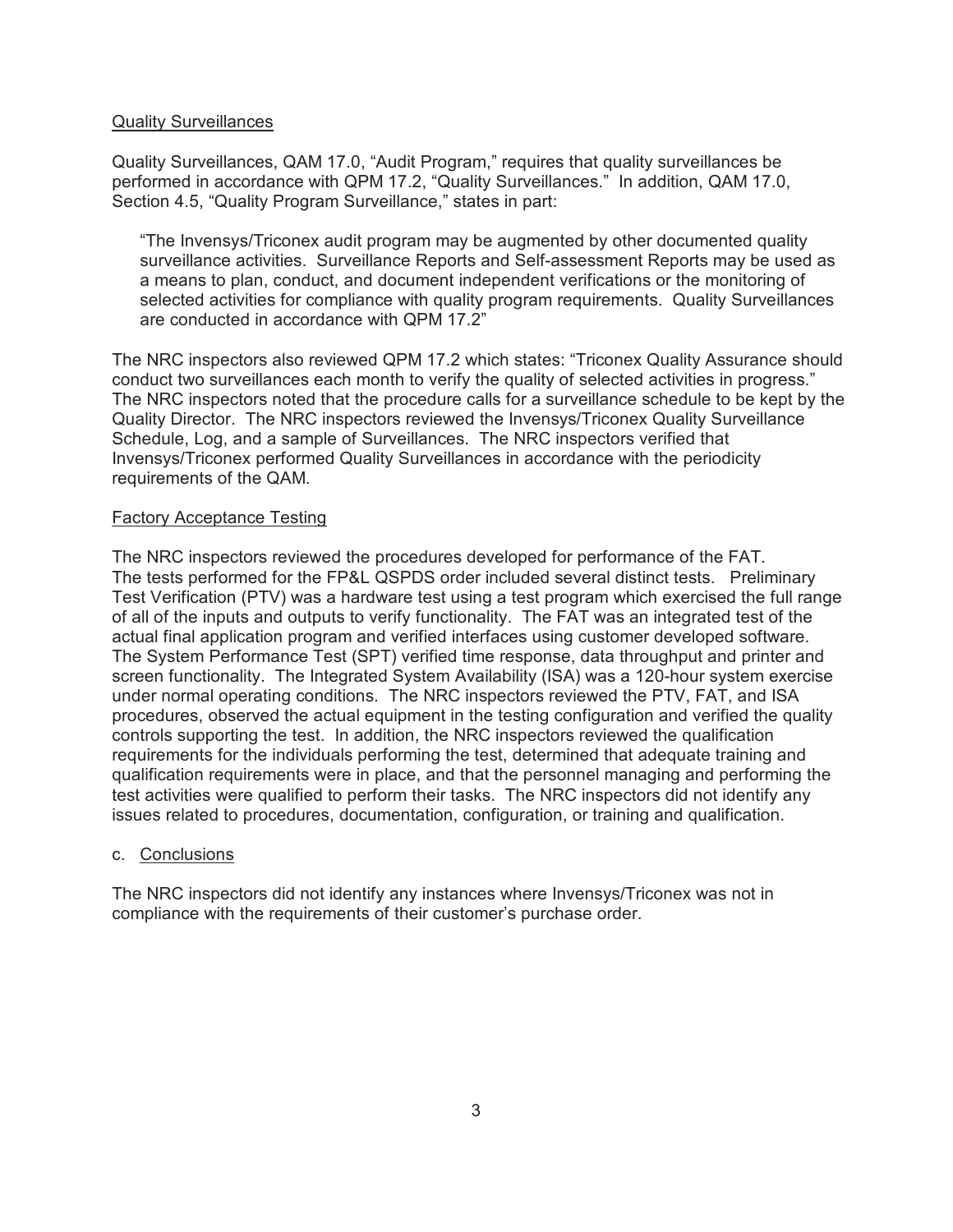Quality Surveillances

Quality Surveillances, QAM 17.0, "Audit Program," requires that quality surveillances be performed in accordance with QPM 17.2, "Quality Surveillances." In addition, QAM 17.0, Section 4.5, "Quality Program Surveillance," states in part:

> "The Invensys/Triconex audit program may be augmented by other documented quality surveillance activities. Surveillance Reports and Self-assessment Reports may be used as a means to plan, conduct, and document independent verifications or the monitoring of selected activities for compliance with quality program requirements. Quality Surveillances are conducted in accordance with QPM 17.2"

The NRC inspectors also reviewed QPM 17.2 which states: "Triconex Quality Assurance should conduct two surveillances each month to verify the quality of selected activities in progress." The NRC inspectors noted that the procedure calls for a surveillance schedule to be kept by the Quality Director. The NRC inspectors reviewed the Invensys/Triconex Quality Surveillance Schedule, Log, and a sample of Surveillances. The NRC inspectors verified that Invensys/Triconex performed Quality Surveillances in accordance with the periodicity requirements of the QAM.

Factory Acceptance Testing

The NRC inspectors reviewed the procedures developed for performance of the FAT. The tests performed for the FP&L QSPDS order included several distinct tests. Preliminary Test Verification (PTV) was a hardware test using a test program which exercised the full range of all of the inputs and outputs to verify functionality. The FAT was an integrated test of the actual final application program and verified interfaces using customer developed software. The System Performance Test (SPT) verified time response, data throughput and printer and screen functionality. The Integrated System Availability (ISA) was a 120-hour system exercise under normal operating conditions. The NRC inspectors reviewed the PTV, FAT, and ISA procedures, observed the actual equipment in the testing configuration and verified the quality controls supporting the test. In addition, the NRC inspectors reviewed the qualification requirements for the individuals performing the test, determined that adequate training and qualification requirements were in place, and that the personnel managing and performing the test activities were qualified to perform their tasks. The NRC inspectors did not identify any issues related to procedures, documentation, configuration, or training and qualification.

c. Conclusions

The NRC inspectors did not identify any instances where Invensys/Triconex was not in compliance with the requirements of their customer's purchase order.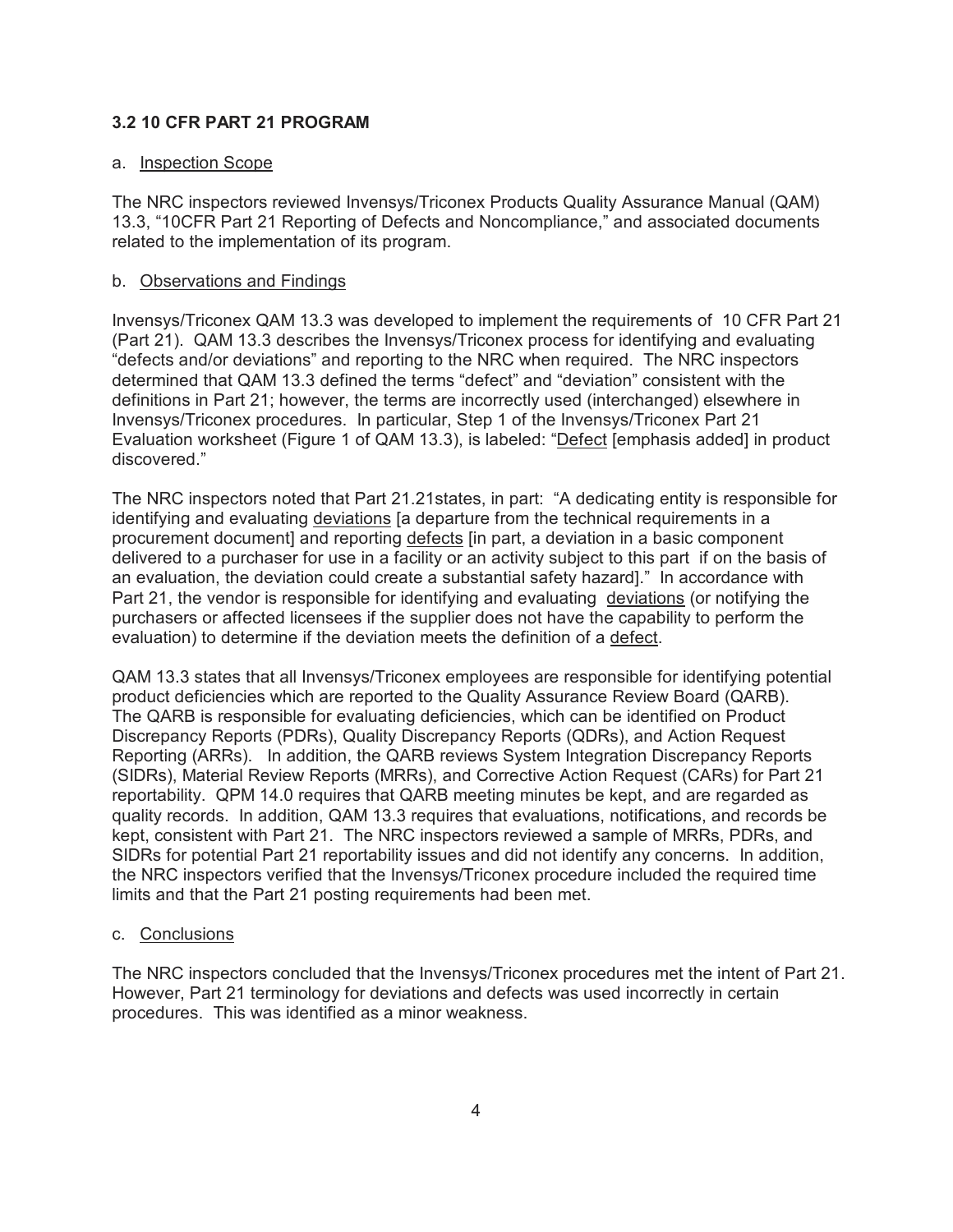### 3.2 10 CFR PART 21 PROGRAM

a. Inspection Scope

The NRC inspectors reviewed Invensys/Triconex Products Quality Assurance Manual (QAM) 13.3, "10CFR Part 21 Reporting of Defects and Noncompliance," and associated documents related to the implementation of its program.

b. Observations and Findings

Invensys/Triconex QAM 13.3 was developed to implement the requirements of 10 CFR Part 21 (Part 21). QAM 13.3 describes the Invensys/Triconex process for identifying and evaluating "defects and/or deviations" and reporting to the NRC when required. The NRC inspectors determined that QAM 13.3 defined the terms "defect" and "deviation" consistent with the definitions in Part 21; however, the terms are incorrectly used (interchanged) elsewhere in Invensys/Triconex procedures. In particular, Step 1 of the Invensys/Triconex Part 21 Evaluation worksheet (Figure 1 of QAM 13.3), is labeled: "Defect [emphasis added] in product discovered."

The NRC inspectors noted that Part 21.21states, in part: "A dedicating entity is responsible for identifying and evaluating deviations [a departure from the technical requirements in a procurement document] and reporting defects [in part, a deviation in a basic component delivered to a purchaser for use in a facility or an activity subject to this part if on the basis of an evaluation, the deviation could create a substantial safety hazard]." In accordance with Part 21, the vendor is responsible for identifying and evaluating deviations (or notifying the purchasers or affected licensees if the supplier does not have the capability to perform the evaluation) to determine if the deviation meets the definition of a defect.

QAM 13.3 states that all Invensys/Triconex employees are responsible for identifying potential product deficiencies which are reported to the Quality Assurance Review Board (QARB). The QARB is responsible for evaluating deficiencies, which can be identified on Product Discrepancy Reports (PDRs), Quality Discrepancy Reports (QDRs), and Action Request Reporting (ARRs). In addition, the QARB reviews System Integration Discrepancy Reports (SIDRs), Material Review Reports (MRRs), and Corrective Action Request (CARs) for Part 21 reportability. QPM 14.0 requires that QARB meeting minutes be kept, and are regarded as quality records. In addition, QAM 13.3 requires that evaluations, notifications, and records be kept, consistent with Part 21. The NRC inspectors reviewed a sample of MRRs, PDRs, and SIDRs for potential Part 21 reportability issues and did not identify any concerns. In addition, the NRC inspectors verified that the Invensys/Triconex procedure included the required time limits and that the Part 21 posting requirements had been met.

c. Conclusions

The NRC inspectors concluded that the Invensys/Triconex procedures met the intent of Part 21. However, Part 21 terminology for deviations and defects was used incorrectly in certain procedures. This was identified as a minor weakness.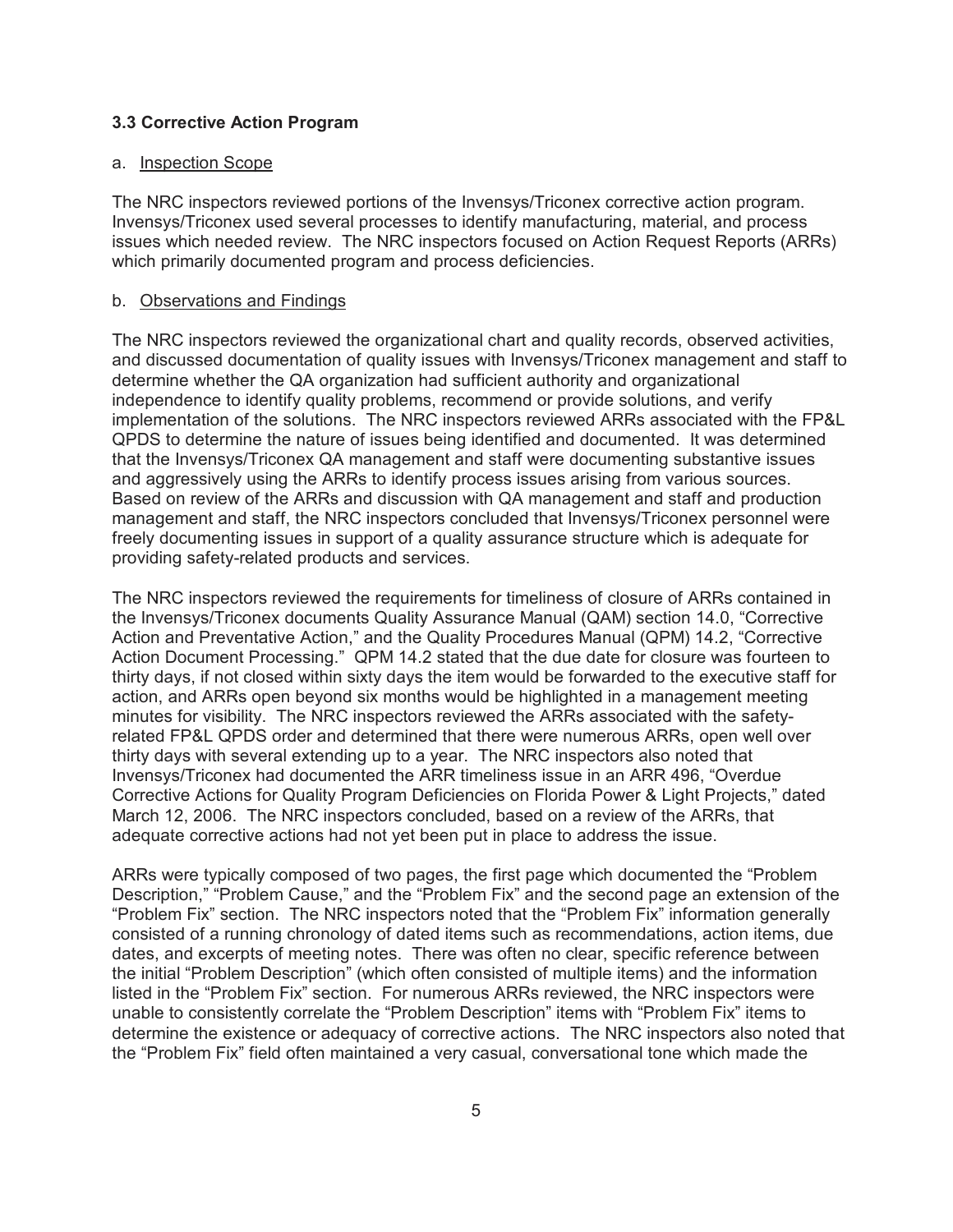### 3.3 Corrective Action Program

a. Inspection Scope

The NRC inspectors reviewed portions of the Invensys/Triconex corrective action program. Invensys/Triconex used several processes to identify manufacturing, material, and process issues which needed review. The NRC inspectors focused on Action Request Reports (ARRs) which primarily documented program and process deficiencies.

b. Observations and Findings

The NRC inspectors reviewed the organizational chart and quality records, observed activities, and discussed documentation of quality issues with Invensys/Triconex management and staff to determine whether the QA organization had sufficient authority and organizational independence to identify quality problems, recommend or provide solutions, and verify implementation of the solutions. The NRC inspectors reviewed ARRs associated with the FP&L QPDS to determine the nature of issues being identified and documented. It was determined that the Invensys/Triconex QA management and staff were documenting substantive issues and aggressively using the ARRs to identify process issues arising from various sources. Based on review of the ARRs and discussion with QA management and staff and production management and staff, the NRC inspectors concluded that Invensys/Triconex personnel were freely documenting issues in support of a quality assurance structure which is adequate for providing safety-related products and services.

The NRC inspectors reviewed the requirements for timeliness of closure of ARRs contained in the Invensys/Triconex documents Quality Assurance Manual (QAM) section 14.0, "Corrective Action and Preventative Action," and the Quality Procedures Manual (QPM) 14.2, "Corrective Action Document Processing." QPM 14.2 stated that the due date for closure was fourteen to thirty days, if not closed within sixty days the item would be forwarded to the executive staff for action, and ARRs open beyond six months would be highlighted in a management meeting minutes for visibility. The NRC inspectors reviewed the ARRs associated with the safety-related FP&L QPDS order and determined that there were numerous ARRs, open well over thirty days with several extending up to a year. The NRC inspectors also noted that Invensys/Triconex had documented the ARR timeliness issue in an ARR 496, "Overdue Corrective Actions for Quality Program Deficiencies on Florida Power & Light Projects," dated March 12, 2006. The NRC inspectors concluded, based on a review of the ARRs, that adequate corrective actions had not yet been put in place to address the issue.

ARRs were typically composed of two pages, the first page which documented the "Problem Description," "Problem Cause," and the "Problem Fix" and the second page an extension of the "Problem Fix" section. The NRC inspectors noted that the "Problem Fix" information generally consisted of a running chronology of dated items such as recommendations, action items, due dates, and excerpts of meeting notes. There was often no clear, specific reference between the initial "Problem Description" (which often consisted of multiple items) and the information listed in the "Problem Fix" section. For numerous ARRs reviewed, the NRC inspectors were unable to consistently correlate the "Problem Description" items with "Problem Fix" items to determine the existence or adequacy of corrective actions. The NRC inspectors also noted that the "Problem Fix" field often maintained a very casual, conversational tone which made the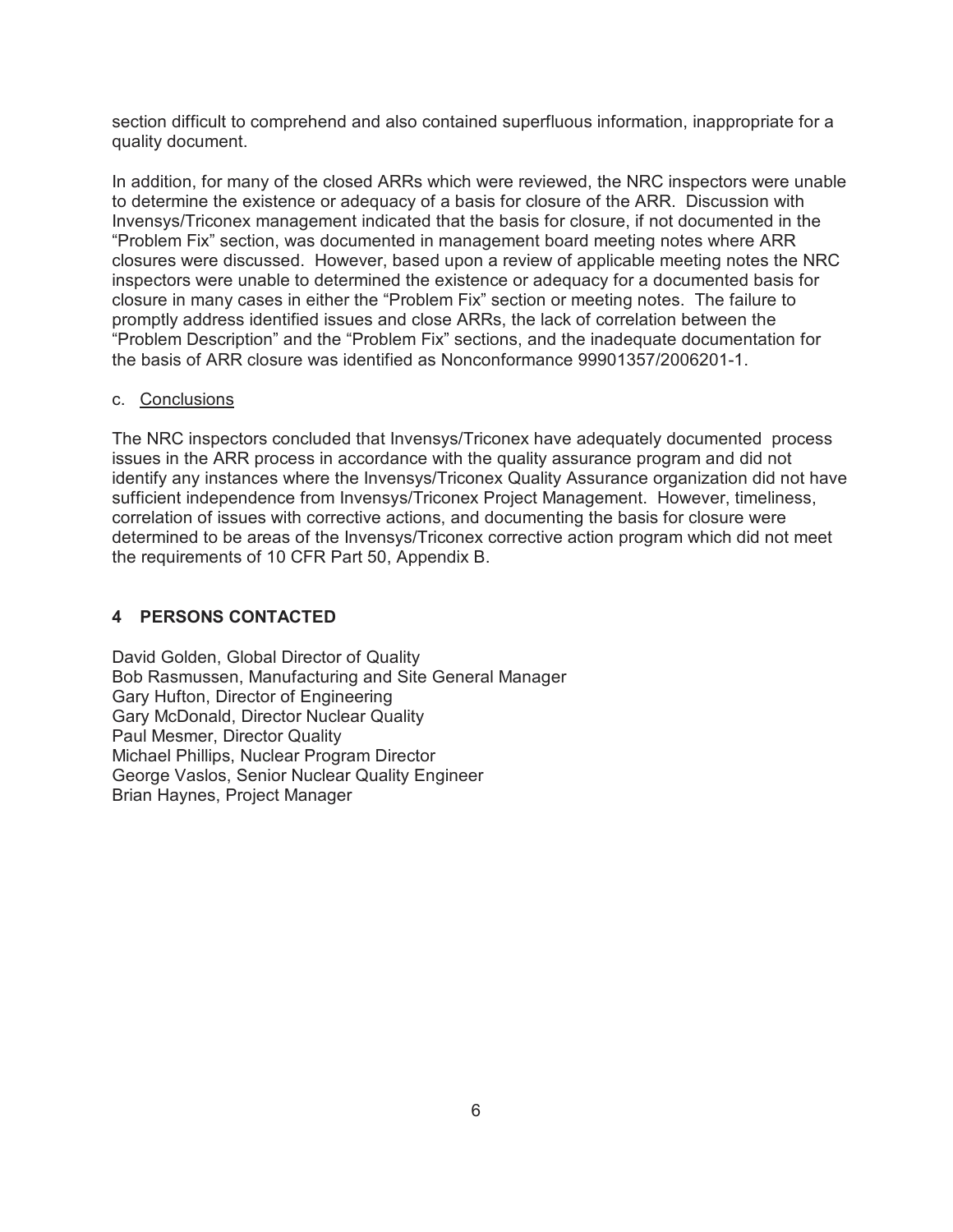section difficult to comprehend and also contained superfluous information, inappropriate for a quality document.

In addition, for many of the closed ARRs which were reviewed, the NRC inspectors were unable to determine the existence or adequacy of a basis for closure of the ARR. Discussion with Invensys/Triconex management indicated that the basis for closure, if not documented in the "Problem Fix" section, was documented in management board meeting notes where ARR closures were discussed. However, based upon a review of applicable meeting notes the NRC inspectors were unable to determined the existence or adequacy for a documented basis for closure in many cases in either the "Problem Fix" section or meeting notes. The failure to promptly address identified issues and close ARRs, the lack of correlation between the "Problem Description" and the "Problem Fix" sections, and the inadequate documentation for the basis of ARR closure was identified as Nonconformance 99901357/2006201-1.

c. Conclusions

The NRC inspectors concluded that Invensys/Triconex have adequately documented process issues in the ARR process in accordance with the quality assurance program and did not identify any instances where the Invensys/Triconex Quality Assurance organization did not have sufficient independence from Invensys/Triconex Project Management. However, timeliness, correlation of issues with corrective actions, and documenting the basis for closure were determined to be areas of the Invensys/Triconex corrective action program which did not meet the requirements of 10 CFR Part 50, Appendix B.

## 4 PERSONS CONTACTED

David Golden, Global Director of Quality
Bob Rasmussen, Manufacturing and Site General Manager
Gary Hufton, Director of Engineering
Gary McDonald, Director Nuclear Quality
Paul Mesmer, Director Quality
Michael Phillips, Nuclear Program Director
George Vaslos, Senior Nuclear Quality Engineer
Brian Haynes, Project Manager